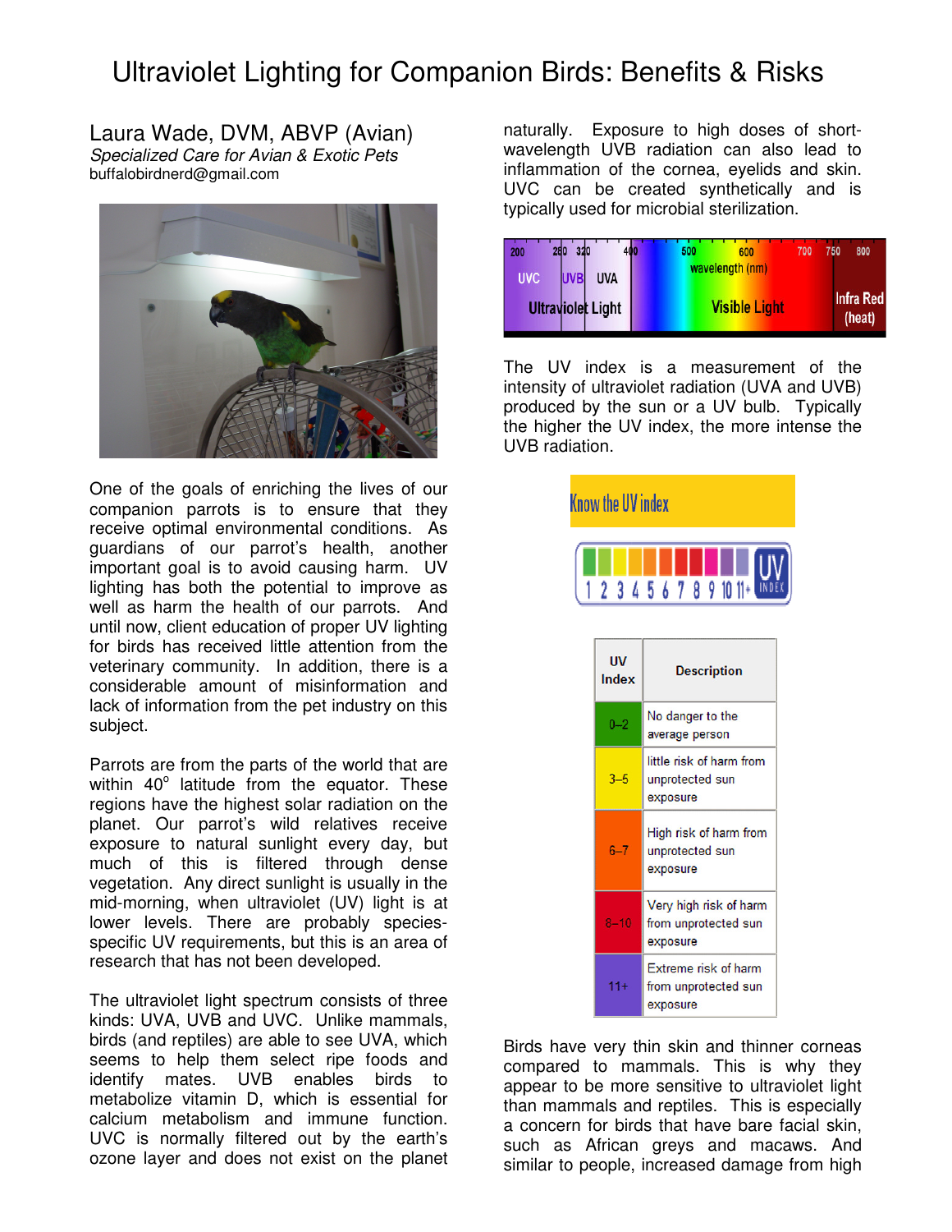# Ultraviolet Lighting for Companion Birds: Benefits & Risks

Laura Wade, DVM, ABVP (Avian)
*Specialized Care for Avian & Exotic Pets*
buffalobirdnerd@gmail.com

One of the goals of enriching the lives of our companion parrots is to ensure that they receive optimal environmental conditions. As guardians of our parrot's health, another important goal is to avoid causing harm. UV lighting has both the potential to improve as well as harm the health of our parrots. And until now, client education of proper UV lighting for birds has received little attention from the veterinary community. In addition, there is a considerable amount of misinformation and lack of information from the pet industry on this subject.

Parrots are from the parts of the world that are within 40° latitude from the equator. These regions have the highest solar radiation on the planet. Our parrot's wild relatives receive exposure to natural sunlight every day, but much of this is filtered through dense vegetation. Any direct sunlight is usually in the mid-morning, when ultraviolet (UV) light is at lower levels. There are probably species-specific UV requirements, but this is an area of research that has not been developed.

The ultraviolet light spectrum consists of three kinds: UVA, UVB and UVC. Unlike mammals, birds (and reptiles) are able to see UVA, which seems to help them select ripe foods and identify mates. UVB enables birds to metabolize vitamin D, which is essential for calcium metabolism and immune function. UVC is normally filtered out by the earth's ozone layer and does not exist on the planet naturally. Exposure to high doses of short-wavelength UVB radiation can also lead to inflammation of the cornea, eyelids and skin. UVC can be created synthetically and is typically used for microbial sterilization.

The UV index is a measurement of the intensity of ultraviolet radiation (UVA and UVB) produced by the sun or a UV bulb. Typically the higher the UV index, the more intense the UVB radiation.

| UV Index | Description |
|---|---|
| 0–2 | No danger to the average person |
| 3–5 | little risk of harm from unprotected sun exposure |
| 6–7 | High risk of harm from unprotected sun exposure |
| 8–10 | Very high risk of harm from unprotected sun exposure |
| 11+ | Extreme risk of harm from unprotected sun exposure |

Birds have very thin skin and thinner corneas compared to mammals. This is why they appear to be more sensitive to ultraviolet light than mammals and reptiles. This is especially a concern for birds that have bare facial skin, such as African greys and macaws. And similar to people, increased damage from high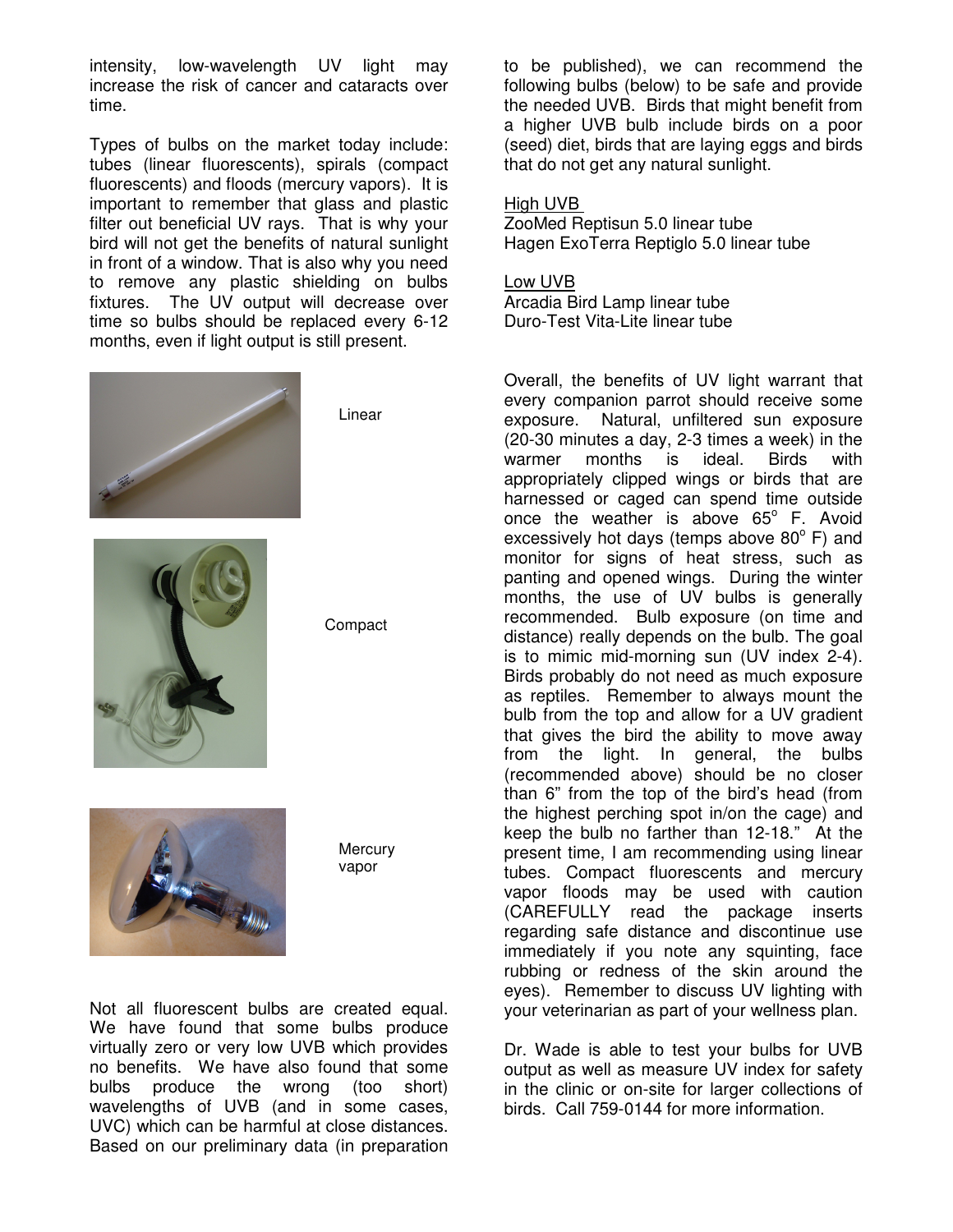intensity, low-wavelength UV light may increase the risk of cancer and cataracts over time.

Types of bulbs on the market today include: tubes (linear fluorescents), spirals (compact fluorescents) and floods (mercury vapors). It is important to remember that glass and plastic filter out beneficial UV rays. That is why your bird will not get the benefits of natural sunlight in front of a window. That is also why you need to remove any plastic shielding on bulbs fixtures. The UV output will decrease over time so bulbs should be replaced every 6-12 months, even if light output is still present.

Linear

Compact

Mercury vapor

Not all fluorescent bulbs are created equal. We have found that some bulbs produce virtually zero or very low UVB which provides no benefits. We have also found that some bulbs produce the wrong (too short) wavelengths of UVB (and in some cases, UVC) which can be harmful at close distances. Based on our preliminary data (in preparation to be published), we can recommend the following bulbs (below) to be safe and provide the needed UVB. Birds that might benefit from a higher UVB bulb include birds on a poor (seed) diet, birds that are laying eggs and birds that do not get any natural sunlight.

High UVB
ZooMed Reptisun 5.0 linear tube
Hagen ExoTerra Reptiglo 5.0 linear tube

Low UVB
Arcadia Bird Lamp linear tube
Duro-Test Vita-Lite linear tube

Overall, the benefits of UV light warrant that every companion parrot should receive some exposure. Natural, unfiltered sun exposure (20-30 minutes a day, 2-3 times a week) in the warmer months is ideal. Birds with appropriately clipped wings or birds that are harnessed or caged can spend time outside once the weather is above 65° F. Avoid excessively hot days (temps above 80° F) and monitor for signs of heat stress, such as panting and opened wings. During the winter months, the use of UV bulbs is generally recommended. Bulb exposure (on time and distance) really depends on the bulb. The goal is to mimic mid-morning sun (UV index 2-4). Birds probably do not need as much exposure as reptiles. Remember to always mount the bulb from the top and allow for a UV gradient that gives the bird the ability to move away from the light. In general, the bulbs (recommended above) should be no closer than 6" from the top of the bird's head (from the highest perching spot in/on the cage) and keep the bulb no farther than 12-18." At the present time, I am recommending using linear tubes. Compact fluorescents and mercury vapor floods may be used with caution (CAREFULLY read the package inserts regarding safe distance and discontinue use immediately if you note any squinting, face rubbing or redness of the skin around the eyes). Remember to discuss UV lighting with your veterinarian as part of your wellness plan.

Dr. Wade is able to test your bulbs for UVB output as well as measure UV index for safety in the clinic or on-site for larger collections of birds. Call 759-0144 for more information.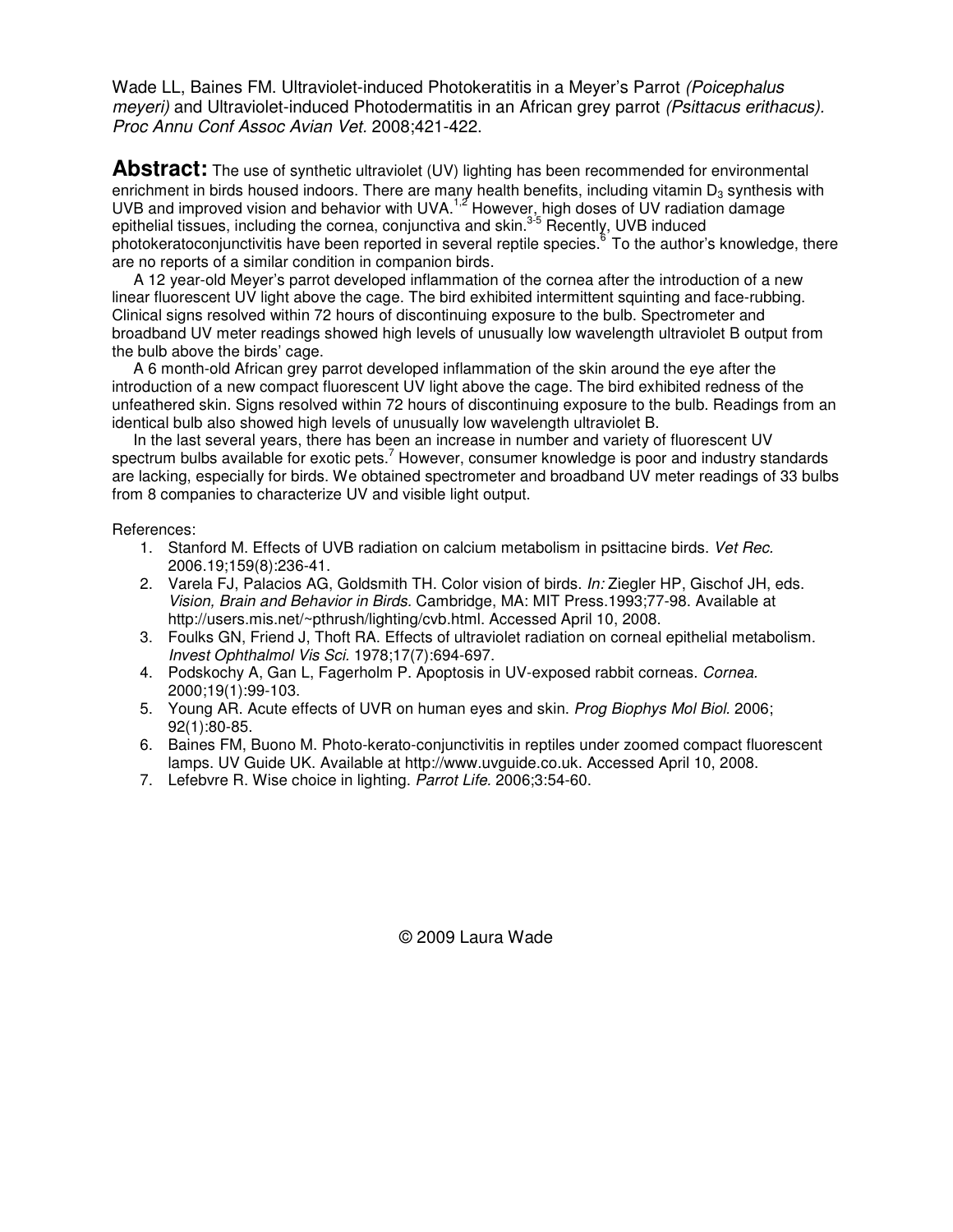Wade LL, Baines FM. Ultraviolet-induced Photokeratitis in a Meyer's Parrot *(Poicephalus meyeri)* and Ultraviolet-induced Photodermatitis in an African grey parrot *(Psittacus erithacus)*. *Proc Annu Conf Assoc Avian Vet.* 2008;421-422.

**Abstract:** The use of synthetic ultraviolet (UV) lighting has been recommended for environmental enrichment in birds housed indoors. There are many health benefits, including vitamin $D_3$ synthesis with UVB and improved vision and behavior with UVA.[1,2] However, high doses of UV radiation damage epithelial tissues, including the cornea, conjunctiva and skin.[3-5] Recently, UVB induced photokeratoconjunctivitis have been reported in several reptile species.[6] To the author's knowledge, there are no reports of a similar condition in companion birds.

A 12 year-old Meyer's parrot developed inflammation of the cornea after the introduction of a new linear fluorescent UV light above the cage. The bird exhibited intermittent squinting and face-rubbing. Clinical signs resolved within 72 hours of discontinuing exposure to the bulb. Spectrometer and broadband UV meter readings showed high levels of unusually low wavelength ultraviolet B output from the bulb above the birds' cage.

A 6 month-old African grey parrot developed inflammation of the skin around the eye after the introduction of a new compact fluorescent UV light above the cage. The bird exhibited redness of the unfeathered skin. Signs resolved within 72 hours of discontinuing exposure to the bulb. Readings from an identical bulb also showed high levels of unusually low wavelength ultraviolet B.

In the last several years, there has been an increase in number and variety of fluorescent UV spectrum bulbs available for exotic pets.[7] However, consumer knowledge is poor and industry standards are lacking, especially for birds. We obtained spectrometer and broadband UV meter readings of 33 bulbs from 8 companies to characterize UV and visible light output.

References:

1. Stanford M. Effects of UVB radiation on calcium metabolism in psittacine birds. *Vet Rec.* 2006.19;159(8):236-41.
2. Varela FJ, Palacios AG, Goldsmith TH. Color vision of birds. *In:* Ziegler HP, Gischof JH, eds. *Vision, Brain and Behavior in Birds.* Cambridge, MA: MIT Press.1993;77-98. Available at http://users.mis.net/~pthrush/lighting/cvb.html. Accessed April 10, 2008.
3. Foulks GN, Friend J, Thoft RA. Effects of ultraviolet radiation on corneal epithelial metabolism. *Invest Ophthalmol Vis Sci.* 1978;17(7):694-697.
4. Podskochy A, Gan L, Fagerholm P. Apoptosis in UV-exposed rabbit corneas. *Cornea.* 2000;19(1):99-103.
5. Young AR. Acute effects of UVR on human eyes and skin. *Prog Biophys Mol Biol.* 2006; 92(1):80-85.
6. Baines FM, Buono M. Photo-kerato-conjunctivitis in reptiles under zoomed compact fluorescent lamps. UV Guide UK. Available at http://www.uvguide.co.uk. Accessed April 10, 2008.
7. Lefebvre R. Wise choice in lighting. *Parrot Life*. 2006;3:54-60.

© 2009 Laura Wade